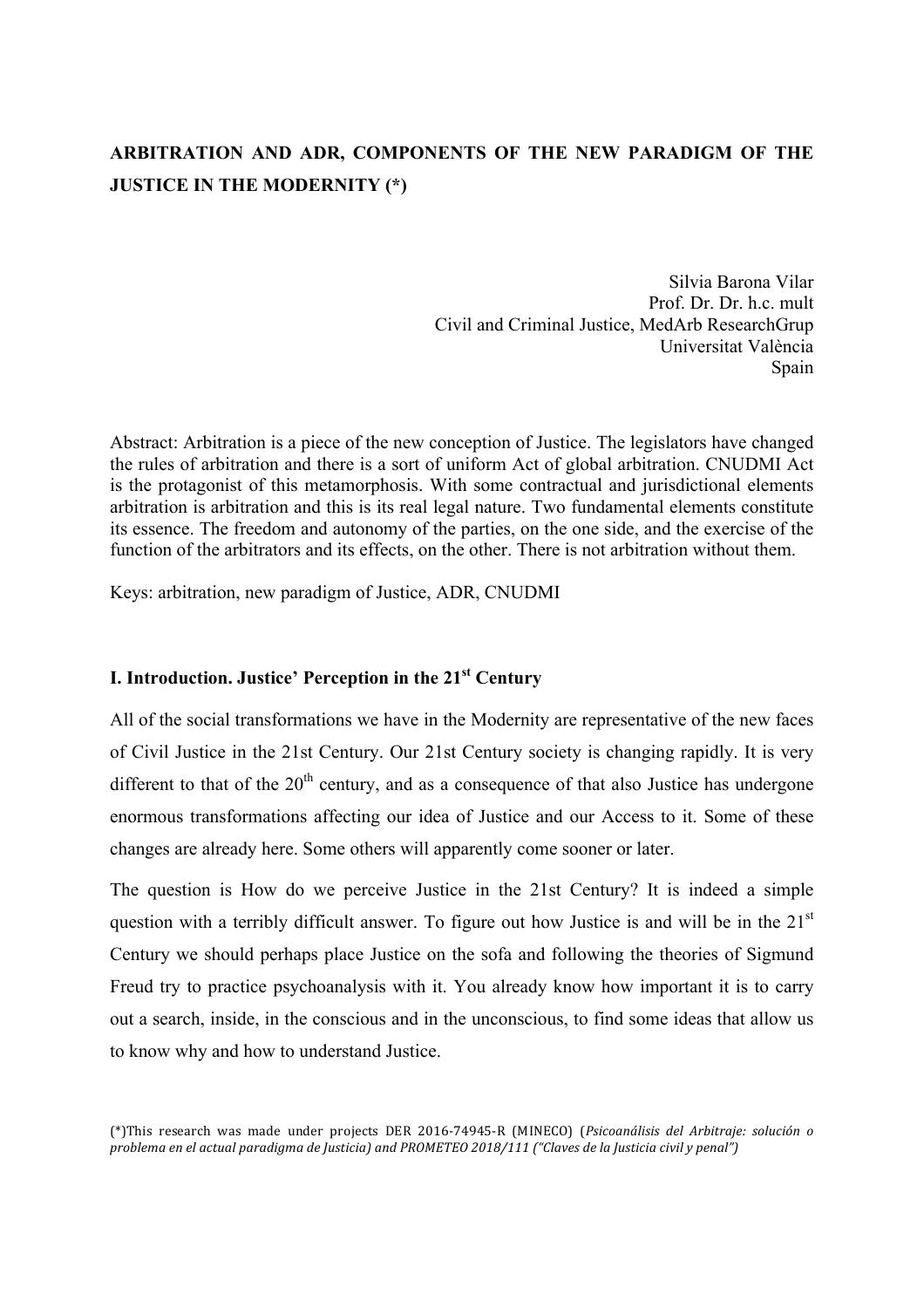# ARBITRATION AND ADR, COMPONENTS OF THE NEW PARADIGM OF THE JUSTICE IN THE MODERNITY (*)

Silvia Barona Vilar
Prof. Dr. Dr. h.c. mult
Civil and Criminal Justice, MedArb ResearchGrup
Universitat València
Spain

Abstract: Arbitration is a piece of the new conception of Justice. The legislators have changed the rules of arbitration and there is a sort of uniform Act of global arbitration. CNUDMI Act is the protagonist of this metamorphosis. With some contractual and jurisdictional elements arbitration is arbitration and this is its real legal nature. Two fundamental elements constitute its essence. The freedom and autonomy of the parties, on the one side, and the exercise of the function of the arbitrators and its effects, on the other. There is not arbitration without them.

Keys: arbitration, new paradigm of Justice, ADR, CNUDMI

## I. Introduction. Justice' Perception in the 21st Century

All of the social transformations we have in the Modernity are representative of the new faces of Civil Justice in the 21st Century. Our 21st Century society is changing rapidly. It is very different to that of the 20th century, and as a consequence of that also Justice has undergone enormous transformations affecting our idea of Justice and our Access to it. Some of these changes are already here. Some others will apparently come sooner or later.

The question is How do we perceive Justice in the 21st Century? It is indeed a simple question with a terribly difficult answer. To figure out how Justice is and will be in the 21st Century we should perhaps place Justice on the sofa and following the theories of Sigmund Freud try to practice psychoanalysis with it. You already know how important it is to carry out a search, inside, in the conscious and in the unconscious, to find some ideas that allow us to know why and how to understand Justice.

(*)This research was made under projects DER 2016-74945-R (MINECO) (*Psicoanálisis del Arbitraje: solución o problema en el actual paradigma de Justicia*) and PROMETEO 2018/111 (*"Claves de la Justicia civil y penal"*)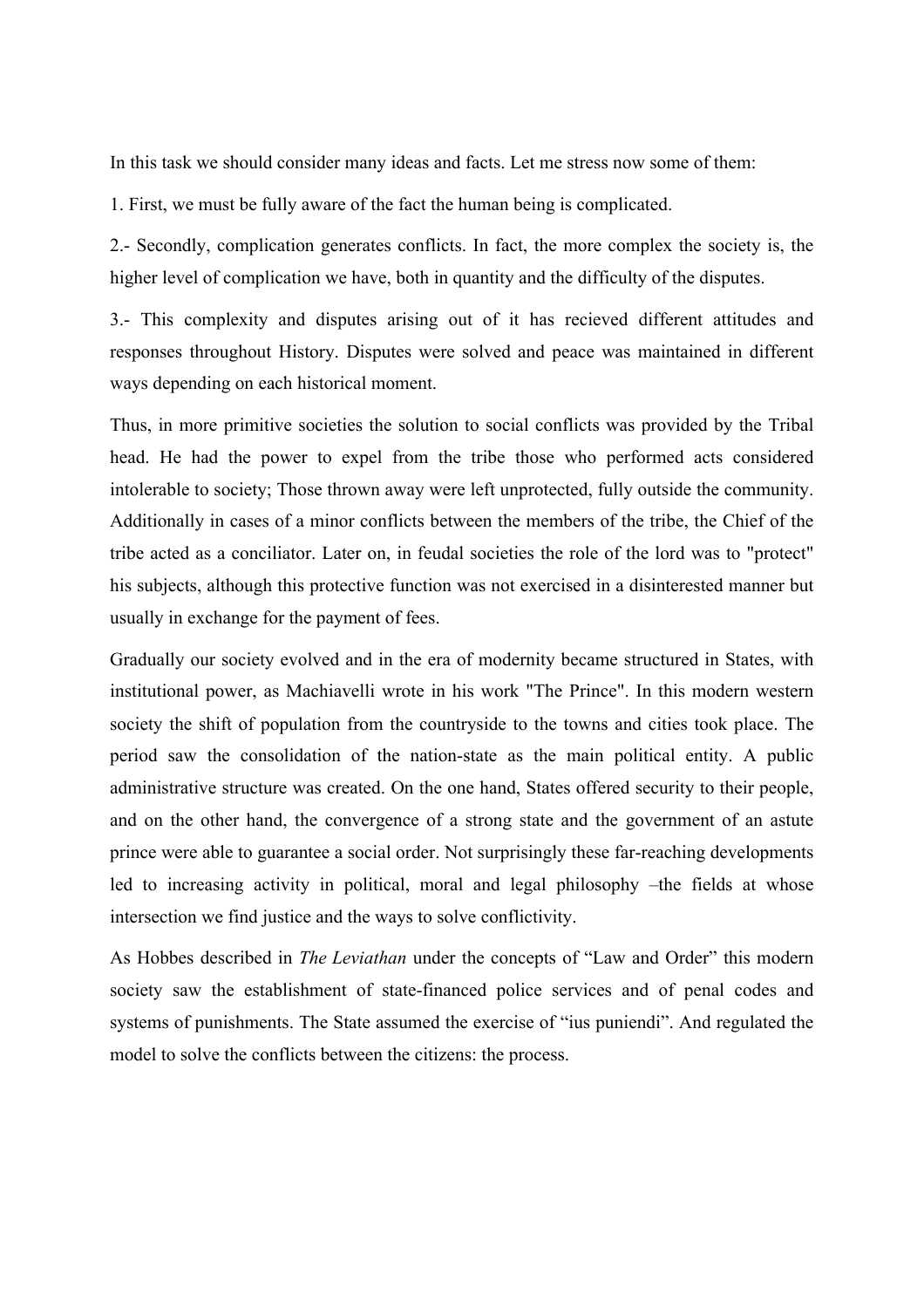In this task we should consider many ideas and facts. Let me stress now some of them:

1. First, we must be fully aware of the fact the human being is complicated.

2.- Secondly, complication generates conflicts. In fact, the more complex the society is, the higher level of complication we have, both in quantity and the difficulty of the disputes.

3.- This complexity and disputes arising out of it has recieved different attitudes and responses throughout History. Disputes were solved and peace was maintained in different ways depending on each historical moment.

Thus, in more primitive societies the solution to social conflicts was provided by the Tribal head. He had the power to expel from the tribe those who performed acts considered intolerable to society; Those thrown away were left unprotected, fully outside the community. Additionally in cases of a minor conflicts between the members of the tribe, the Chief of the tribe acted as a conciliator. Later on, in feudal societies the role of the lord was to "protect" his subjects, although this protective function was not exercised in a disinterested manner but usually in exchange for the payment of fees.

Gradually our society evolved and in the era of modernity became structured in States, with institutional power, as Machiavelli wrote in his work "The Prince". In this modern western society the shift of population from the countryside to the towns and cities took place. The period saw the consolidation of the nation-state as the main political entity. A public administrative structure was created. On the one hand, States offered security to their people, and on the other hand, the convergence of a strong state and the government of an astute prince were able to guarantee a social order. Not surprisingly these far-reaching developments led to increasing activity in political, moral and legal philosophy –the fields at whose intersection we find justice and the ways to solve conflictivity.

As Hobbes described in *The Leviathan* under the concepts of "Law and Order" this modern society saw the establishment of state-financed police services and of penal codes and systems of punishments. The State assumed the exercise of "ius puniendi". And regulated the model to solve the conflicts between the citizens: the process.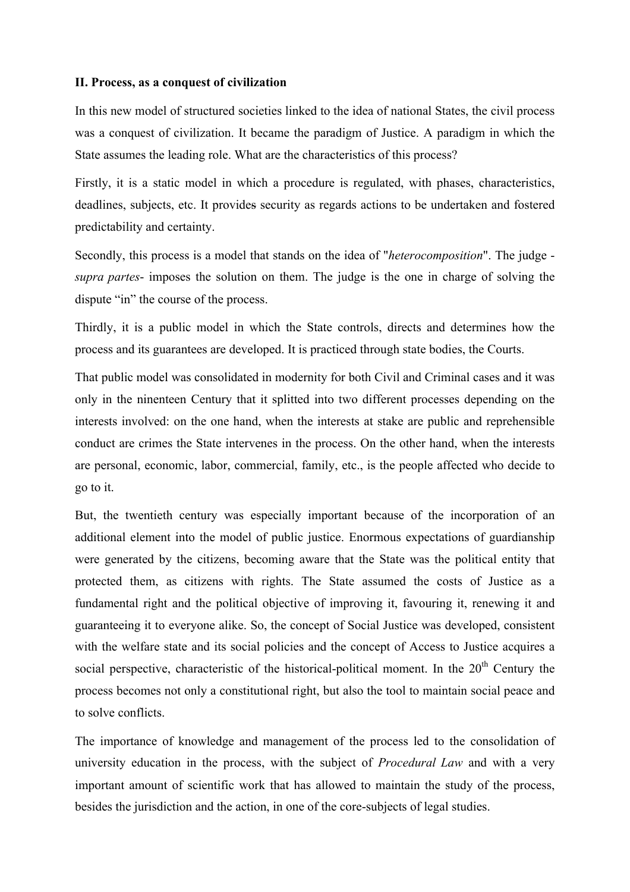**II. Process, as a conquest of civilization**

In this new model of structured societies linked to the idea of national States, the civil process was a conquest of civilization. It became the paradigm of Justice. A paradigm in which the State assumes the leading role. What are the characteristics of this process?

Firstly, it is a static model in which a procedure is regulated, with phases, characteristics, deadlines, subjects, etc. It provides security as regards actions to be undertaken and fostered predictability and certainty.

Secondly, this process is a model that stands on the idea of "*heterocomposition*". The judge - *supra partes*- imposes the solution on them. The judge is the one in charge of solving the dispute “in” the course of the process.

Thirdly, it is a public model in which the State controls, directs and determines how the process and its guarantees are developed. It is practiced through state bodies, the Courts.

That public model was consolidated in modernity for both Civil and Criminal cases and it was only in the ninenteen Century that it splitted into two different processes depending on the interests involved: on the one hand, when the interests at stake are public and reprehensible conduct are crimes the State intervenes in the process. On the other hand, when the interests are personal, economic, labor, commercial, family, etc., is the people affected who decide to go to it.

But, the twentieth century was especially important because of the incorporation of an additional element into the model of public justice. Enormous expectations of guardianship were generated by the citizens, becoming aware that the State was the political entity that protected them, as citizens with rights. The State assumed the costs of Justice as a fundamental right and the political objective of improving it, favouring it, renewing it and guaranteeing it to everyone alike. So, the concept of Social Justice was developed, consistent with the welfare state and its social policies and the concept of Access to Justice acquires a social perspective, characteristic of the historical-political moment. In the 20th Century the process becomes not only a constitutional right, but also the tool to maintain social peace and to solve conflicts.

The importance of knowledge and management of the process led to the consolidation of university education in the process, with the subject of *Procedural Law* and with a very important amount of scientific work that has allowed to maintain the study of the process, besides the jurisdiction and the action, in one of the core-subjects of legal studies.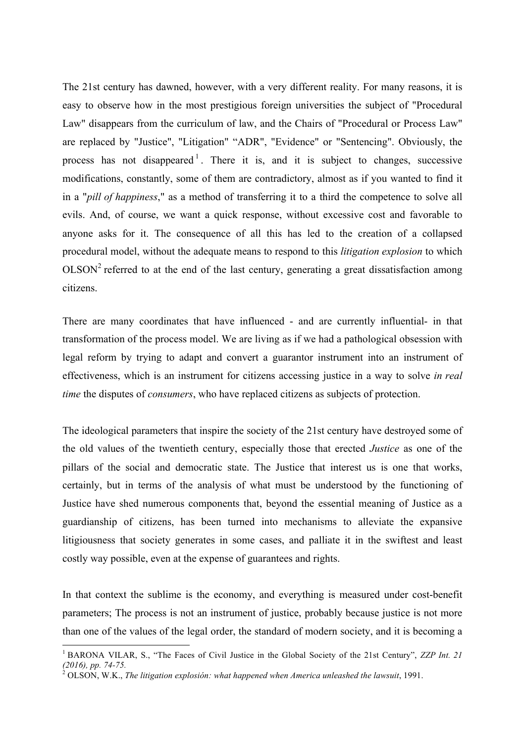The 21st century has dawned, however, with a very different reality. For many reasons, it is easy to observe how in the most prestigious foreign universities the subject of "Procedural Law" disappears from the curriculum of law, and the Chairs of "Procedural or Process Law" are replaced by "Justice", "Litigation" “ADR", "Evidence" or "Sentencing". Obviously, the process has not disappeared[1]. There it is, and it is subject to changes, successive modifications, constantly, some of them are contradictory, almost as if you wanted to find it in a "*pill of happiness*," as a method of transferring it to a third the competence to solve all evils. And, of course, we want a quick response, without excessive cost and favorable to anyone asks for it. The consequence of all this has led to the creation of a collapsed procedural model, without the adequate means to respond to this *litigation explosion* to which OLSON[2] referred to at the end of the last century, generating a great dissatisfaction among citizens.

There are many coordinates that have influenced - and are currently influential- in that transformation of the process model. We are living as if we had a pathological obsession with legal reform by trying to adapt and convert a guarantor instrument into an instrument of effectiveness, which is an instrument for citizens accessing justice in a way to solve *in real time* the disputes of *consumers*, who have replaced citizens as subjects of protection.

The ideological parameters that inspire the society of the 21st century have destroyed some of the old values of the twentieth century, especially those that erected *Justice* as one of the pillars of the social and democratic state. The Justice that interest us is one that works, certainly, but in terms of the analysis of what must be understood by the functioning of Justice have shed numerous components that, beyond the essential meaning of Justice as a guardianship of citizens, has been turned into mechanisms to alleviate the expansive litigiousness that society generates in some cases, and palliate it in the swiftest and least costly way possible, even at the expense of guarantees and rights.

In that context the sublime is the economy, and everything is measured under cost-benefit parameters; The process is not an instrument of justice, probably because justice is not more than one of the values of the legal order, the standard of modern society, and it is becoming a

---

[1] BARONA VILAR, S., “The Faces of Civil Justice in the Global Society of the 21st Century”, *ZZP Int. 21 (2016), pp. 74-75.*

[2] OLSON, W.K., *The litigation explosión: what happened when America unleashed the lawsuit*, 1991.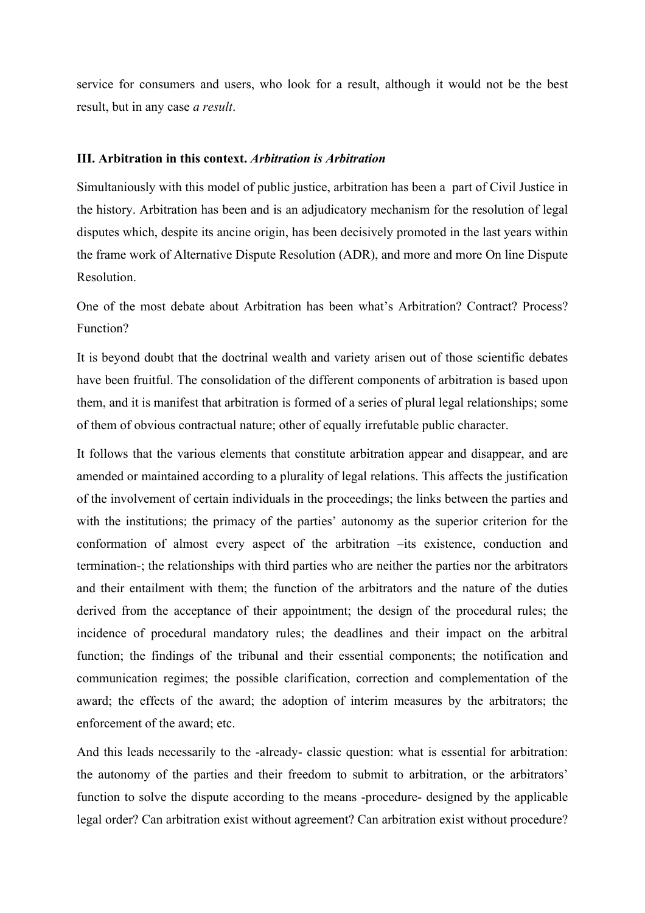service for consumers and users, who look for a result, although it would not be the best result, but in any case *a result*.

### III. Arbitration in this context. *Arbitration is Arbitration*

Simultaniously with this model of public justice, arbitration has been a  part of Civil Justice in the history. Arbitration has been and is an adjudicatory mechanism for the resolution of legal disputes which, despite its ancine origin, has been decisively promoted in the last years within the frame work of Alternative Dispute Resolution (ADR), and more and more On line Dispute Resolution.

One of the most debate about Arbitration has been what's Arbitration? Contract? Process? Function?

It is beyond doubt that the doctrinal wealth and variety arisen out of those scientific debates have been fruitful. The consolidation of the different components of arbitration is based upon them, and it is manifest that arbitration is formed of a series of plural legal relationships; some of them of obvious contractual nature; other of equally irrefutable public character.

It follows that the various elements that constitute arbitration appear and disappear, and are amended or maintained according to a plurality of legal relations. This affects the justification of the involvement of certain individuals in the proceedings; the links between the parties and with the institutions; the primacy of the parties' autonomy as the superior criterion for the conformation of almost every aspect of the arbitration –its existence, conduction and termination-; the relationships with third parties who are neither the parties nor the arbitrators and their entailment with them; the function of the arbitrators and the nature of the duties derived from the acceptance of their appointment; the design of the procedural rules; the incidence of procedural mandatory rules; the deadlines and their impact on the arbitral function; the findings of the tribunal and their essential components; the notification and communication regimes; the possible clarification, correction and complementation of the award; the effects of the award; the adoption of interim measures by the arbitrators; the enforcement of the award; etc.

And this leads necessarily to the -already- classic question: what is essential for arbitration: the autonomy of the parties and their freedom to submit to arbitration, or the arbitrators' function to solve the dispute according to the means -procedure- designed by the applicable legal order? Can arbitration exist without agreement? Can arbitration exist without procedure?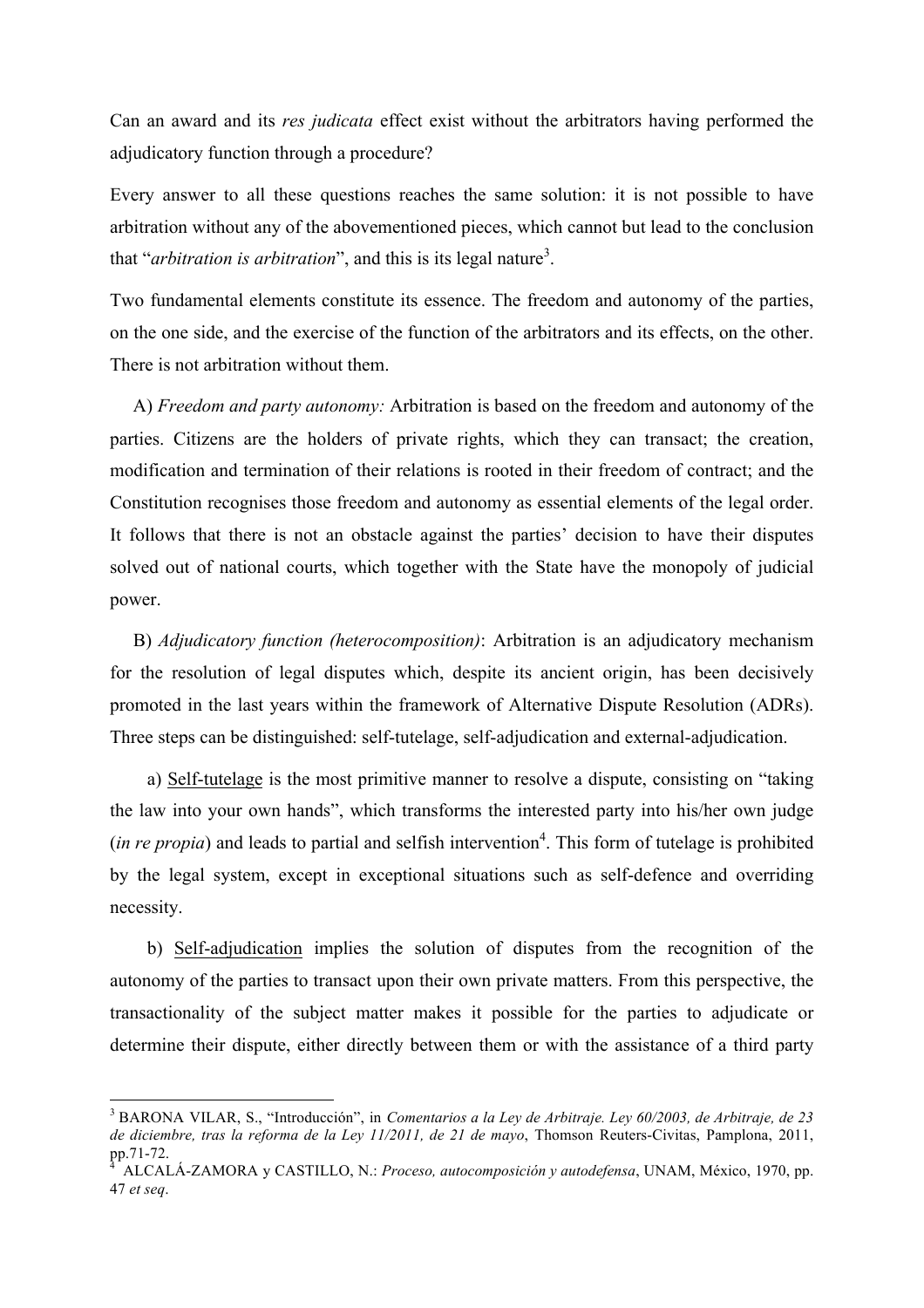Can an award and its *res judicata* effect exist without the arbitrators having performed the adjudicatory function through a procedure?

Every answer to all these questions reaches the same solution: it is not possible to have arbitration without any of the abovementioned pieces, which cannot but lead to the conclusion that "*arbitration is arbitration*", and this is its legal nature[3].

Two fundamental elements constitute its essence. The freedom and autonomy of the parties, on the one side, and the exercise of the function of the arbitrators and its effects, on the other. There is not arbitration without them.

A) *Freedom and party autonomy:* Arbitration is based on the freedom and autonomy of the parties. Citizens are the holders of private rights, which they can transact; the creation, modification and termination of their relations is rooted in their freedom of contract; and the Constitution recognises those freedom and autonomy as essential elements of the legal order. It follows that there is not an obstacle against the parties' decision to have their disputes solved out of national courts, which together with the State have the monopoly of judicial power.

B) *Adjudicatory function (heterocomposition)*: Arbitration is an adjudicatory mechanism for the resolution of legal disputes which, despite its ancient origin, has been decisively promoted in the last years within the framework of Alternative Dispute Resolution (ADRs). Three steps can be distinguished: self-tutelage, self-adjudication and external-adjudication.

a) <u>Self-tutelage</u> is the most primitive manner to resolve a dispute, consisting on "taking the law into your own hands", which transforms the interested party into his/her own judge (*in re propia*) and leads to partial and selfish intervention[4]. This form of tutelage is prohibited by the legal system, except in exceptional situations such as self-defence and overriding necessity.

b) <u>Self-adjudication</u> implies the solution of disputes from the recognition of the autonomy of the parties to transact upon their own private matters. From this perspective, the transactionality of the subject matter makes it possible for the parties to adjudicate or determine their dispute, either directly between them or with the assistance of a third party

---

[3] BARONA VILAR, S., "Introducción", in *Comentarios a la Ley de Arbitraje. Ley 60/2003, de Arbitraje, de 23 de diciembre, tras la reforma de la Ley 11/2011, de 21 de mayo*, Thomson Reuters-Civitas, Pamplona, 2011, pp.71-72.

[4] ALCALÁ-ZAMORA y CASTILLO, N.: *Proceso, autocomposición y autodefensa*, UNAM, México, 1970, pp. 47 *et seq*.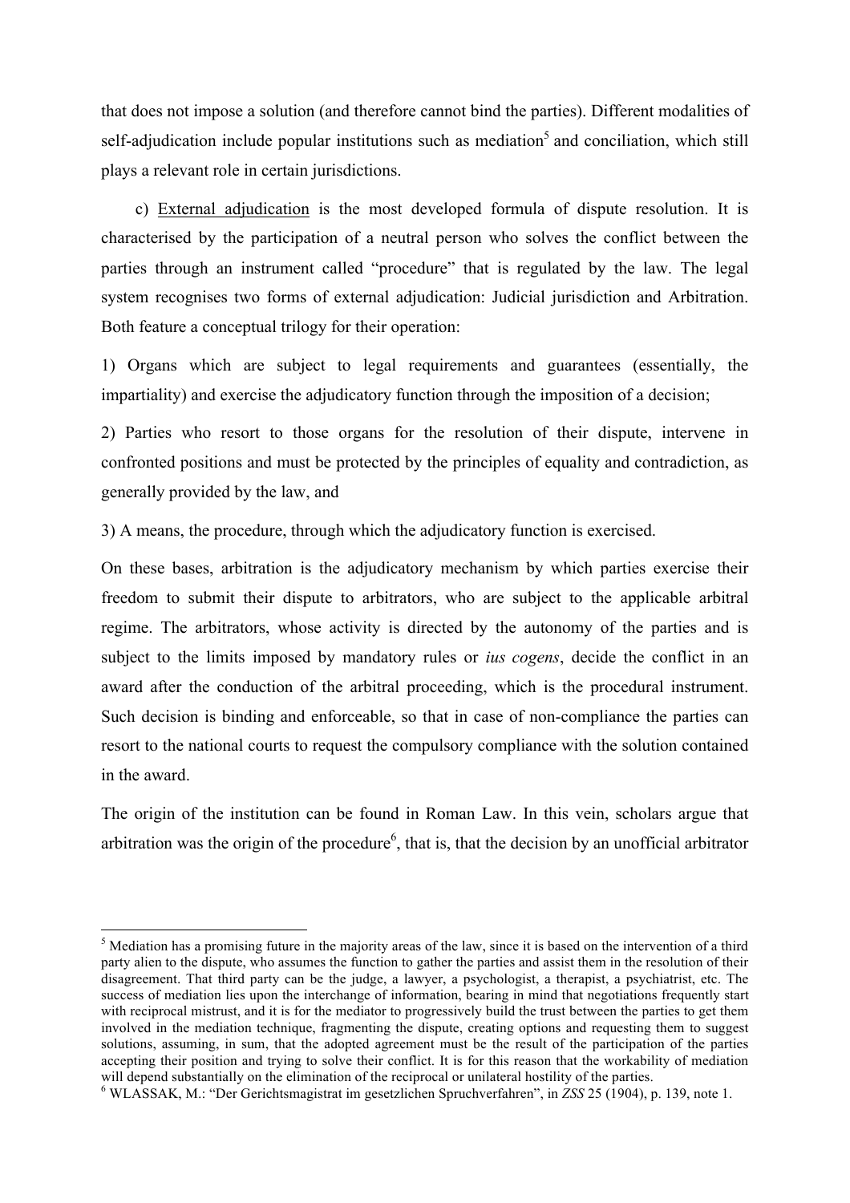that does not impose a solution (and therefore cannot bind the parties). Different modalities of self-adjudication include popular institutions such as mediation[5] and conciliation, which still plays a relevant role in certain jurisdictions.

c) <u>External adjudication</u> is the most developed formula of dispute resolution. It is characterised by the participation of a neutral person who solves the conflict between the parties through an instrument called "procedure" that is regulated by the law. The legal system recognises two forms of external adjudication: Judicial jurisdiction and Arbitration. Both feature a conceptual trilogy for their operation:

1) Organs which are subject to legal requirements and guarantees (essentially, the impartiality) and exercise the adjudicatory function through the imposition of a decision;

2) Parties who resort to those organs for the resolution of their dispute, intervene in confronted positions and must be protected by the principles of equality and contradiction, as generally provided by the law, and

3) A means, the procedure, through which the adjudicatory function is exercised.

On these bases, arbitration is the adjudicatory mechanism by which parties exercise their freedom to submit their dispute to arbitrators, who are subject to the applicable arbitral regime. The arbitrators, whose activity is directed by the autonomy of the parties and is subject to the limits imposed by mandatory rules or *ius cogens*, decide the conflict in an award after the conduction of the arbitral proceeding, which is the procedural instrument. Such decision is binding and enforceable, so that in case of non-compliance the parties can resort to the national courts to request the compulsory compliance with the solution contained in the award.

The origin of the institution can be found in Roman Law. In this vein, scholars argue that arbitration was the origin of the procedure[6], that is, that the decision by an unofficial arbitrator

---

[5] Mediation has a promising future in the majority areas of the law, since it is based on the intervention of a third party alien to the dispute, who assumes the function to gather the parties and assist them in the resolution of their disagreement. That third party can be the judge, a lawyer, a psychologist, a therapist, a psychiatrist, etc. The success of mediation lies upon the interchange of information, bearing in mind that negotiations frequently start with reciprocal mistrust, and it is for the mediator to progressively build the trust between the parties to get them involved in the mediation technique, fragmenting the dispute, creating options and requesting them to suggest solutions, assuming, in sum, that the adopted agreement must be the result of the participation of the parties accepting their position and trying to solve their conflict. It is for this reason that the workability of mediation will depend substantially on the elimination of the reciprocal or unilateral hostility of the parties.

[6] WLASSAK, M.: "Der Gerichtsmagistrat im gesetzlichen Spruchverfahren", in *ZSS* 25 (1904), p. 139, note 1.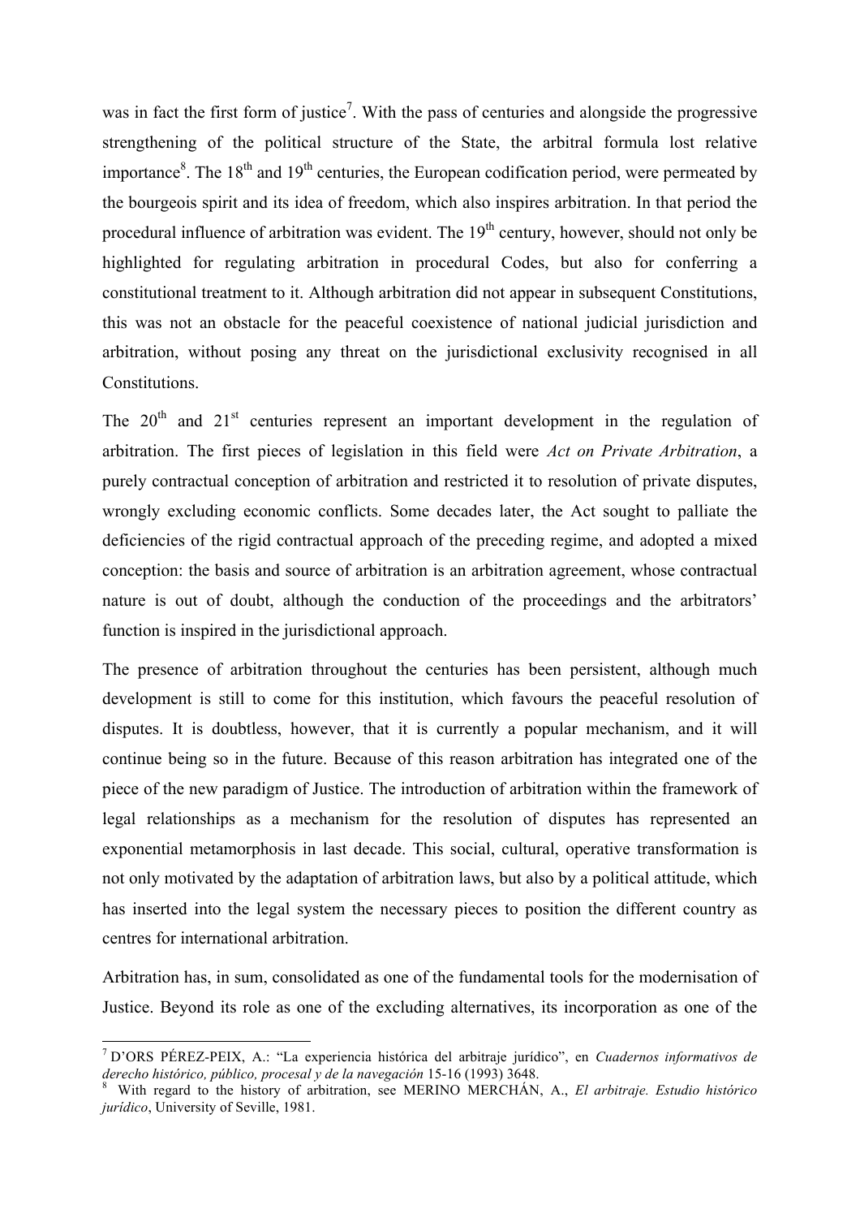was in fact the first form of justice[7]. With the pass of centuries and alongside the progressive strengthening of the political structure of the State, the arbitral formula lost relative importance[8]. The 18th and 19th centuries, the European codification period, were permeated by the bourgeois spirit and its idea of freedom, which also inspires arbitration. In that period the procedural influence of arbitration was evident. The 19th century, however, should not only be highlighted for regulating arbitration in procedural Codes, but also for conferring a constitutional treatment to it. Although arbitration did not appear in subsequent Constitutions, this was not an obstacle for the peaceful coexistence of national judicial jurisdiction and arbitration, without posing any threat on the jurisdictional exclusivity recognised in all Constitutions.

The 20th and 21st centuries represent an important development in the regulation of arbitration. The first pieces of legislation in this field were *Act on Private Arbitration*, a purely contractual conception of arbitration and restricted it to resolution of private disputes, wrongly excluding economic conflicts. Some decades later, the Act sought to palliate the deficiencies of the rigid contractual approach of the preceding regime, and adopted a mixed conception: the basis and source of arbitration is an arbitration agreement, whose contractual nature is out of doubt, although the conduction of the proceedings and the arbitrators' function is inspired in the jurisdictional approach.

The presence of arbitration throughout the centuries has been persistent, although much development is still to come for this institution, which favours the peaceful resolution of disputes. It is doubtless, however, that it is currently a popular mechanism, and it will continue being so in the future. Because of this reason arbitration has integrated one of the piece of the new paradigm of Justice. The introduction of arbitration within the framework of legal relationships as a mechanism for the resolution of disputes has represented an exponential metamorphosis in last decade. This social, cultural, operative transformation is not only motivated by the adaptation of arbitration laws, but also by a political attitude, which has inserted into the legal system the necessary pieces to position the different country as centres for international arbitration.

Arbitration has, in sum, consolidated as one of the fundamental tools for the modernisation of Justice. Beyond its role as one of the excluding alternatives, its incorporation as one of the

---

[7] D'ORS PÉREZ-PEIX, A.: "La experiencia histórica del arbitraje jurídico", en *Cuadernos informativos de derecho histórico, público, procesal y de la navegación* 15-16 (1993) 3648.

[8] With regard to the history of arbitration, see MERINO MERCHÁN, A., *El arbitraje. Estudio histórico jurídico*, University of Seville, 1981.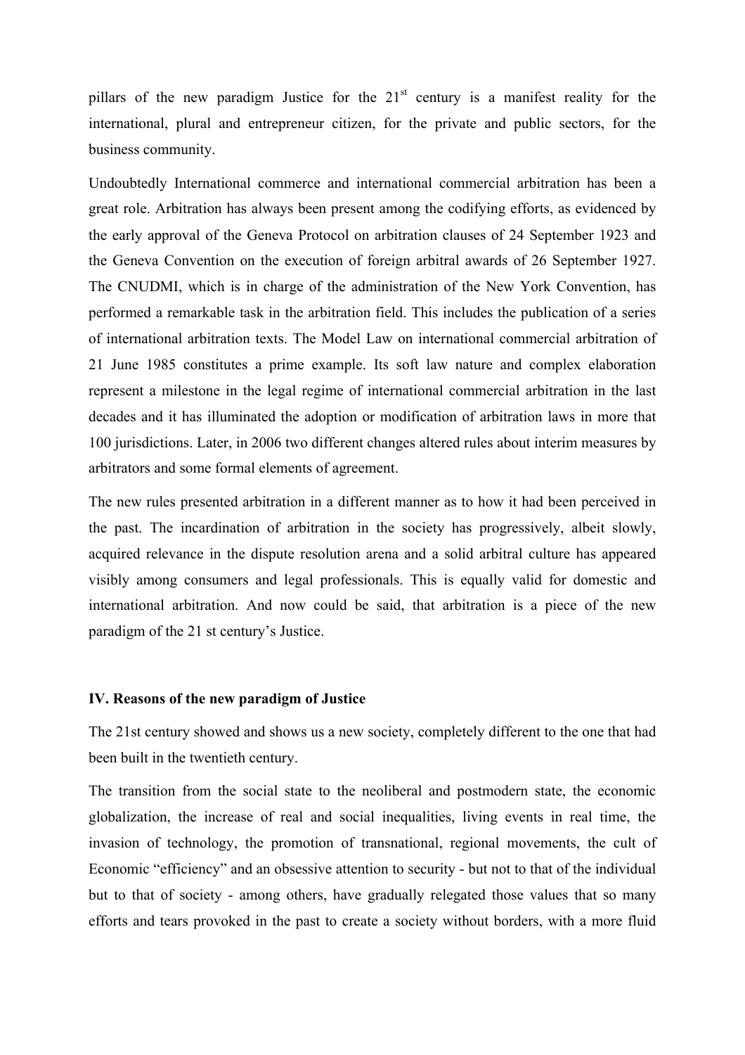pillars of the new paradigm Justice for the 21st century is a manifest reality for the international, plural and entrepreneur citizen, for the private and public sectors, for the business community.

Undoubtedly International commerce and international commercial arbitration has been a great role. Arbitration has always been present among the codifying efforts, as evidenced by the early approval of the Geneva Protocol on arbitration clauses of 24 September 1923 and the Geneva Convention on the execution of foreign arbitral awards of 26 September 1927. The CNUDMI, which is in charge of the administration of the New York Convention, has performed a remarkable task in the arbitration field. This includes the publication of a series of international arbitration texts. The Model Law on international commercial arbitration of 21 June 1985 constitutes a prime example. Its soft law nature and complex elaboration represent a milestone in the legal regime of international commercial arbitration in the last decades and it has illuminated the adoption or modification of arbitration laws in more that 100 jurisdictions. Later, in 2006 two different changes altered rules about interim measures by arbitrators and some formal elements of agreement.

The new rules presented arbitration in a different manner as to how it had been perceived in the past. The incardination of arbitration in the society has progressively, albeit slowly, acquired relevance in the dispute resolution arena and a solid arbitral culture has appeared visibly among consumers and legal professionals. This is equally valid for domestic and international arbitration. And now could be said, that arbitration is a piece of the new paradigm of the 21 st century's Justice.

### IV. Reasons of the new paradigm of Justice

The 21st century showed and shows us a new society, completely different to the one that had been built in the twentieth century.

The transition from the social state to the neoliberal and postmodern state, the economic globalization, the increase of real and social inequalities, living events in real time, the invasion of technology, the promotion of transnational, regional movements, the cult of Economic "efficiency" and an obsessive attention to security - but not to that of the individual but to that of society - among others, have gradually relegated those values that so many efforts and tears provoked in the past to create a society without borders, with a more fluid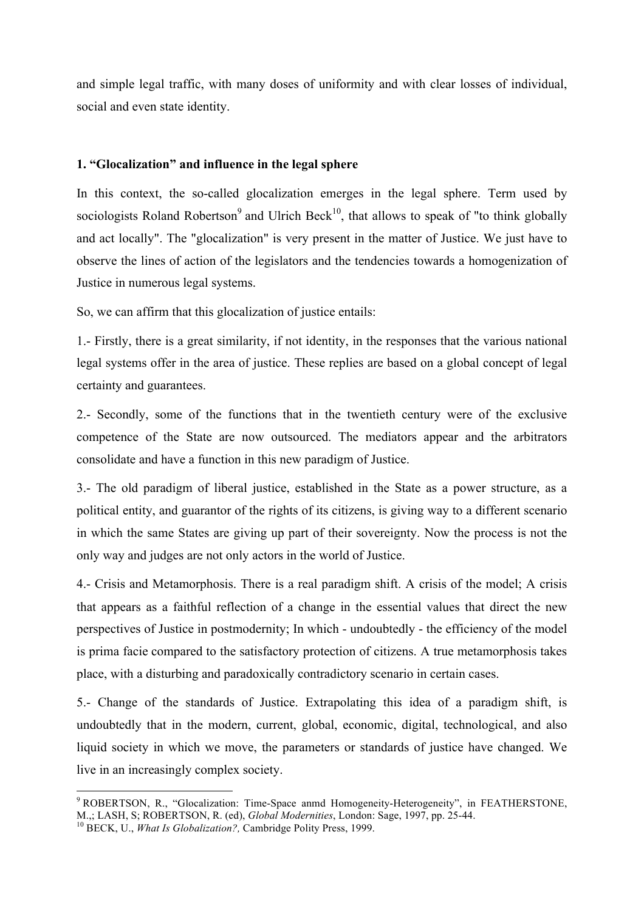and simple legal traffic, with many doses of uniformity and with clear losses of individual, social and even state identity.

## 1. "Glocalization" and influence in the legal sphere

In this context, the so-called glocalization emerges in the legal sphere. Term used by sociologists Roland Robertson[9] and Ulrich Beck[10], that allows to speak of "to think globally and act locally". The "glocalization" is very present in the matter of Justice. We just have to observe the lines of action of the legislators and the tendencies towards a homogenization of Justice in numerous legal systems.

So, we can affirm that this glocalization of justice entails:

1.- Firstly, there is a great similarity, if not identity, in the responses that the various national legal systems offer in the area of justice. These replies are based on a global concept of legal certainty and guarantees.

2.- Secondly, some of the functions that in the twentieth century were of the exclusive competence of the State are now outsourced. The mediators appear and the arbitrators consolidate and have a function in this new paradigm of Justice.

3.- The old paradigm of liberal justice, established in the State as a power structure, as a political entity, and guarantor of the rights of its citizens, is giving way to a different scenario in which the same States are giving up part of their sovereignty. Now the process is not the only way and judges are not only actors in the world of Justice.

4.- Crisis and Metamorphosis. There is a real paradigm shift. A crisis of the model; A crisis that appears as a faithful reflection of a change in the essential values that direct the new perspectives of Justice in postmodernity; In which - undoubtedly - the efficiency of the model is prima facie compared to the satisfactory protection of citizens. A true metamorphosis takes place, with a disturbing and paradoxically contradictory scenario in certain cases.

5.- Change of the standards of Justice. Extrapolating this idea of a paradigm shift, is undoubtedly that in the modern, current, global, economic, digital, technological, and also liquid society in which we move, the parameters or standards of justice have changed. We live in an increasingly complex society.

---

[9] ROBERTSON, R., "Glocalization: Time-Space anmd Homogeneity-Heterogeneity", in FEATHERSTONE, M.,; LASH, S; ROBERTSON, R. (ed), *Global Modernities*, London: Sage, 1997, pp. 25-44.

[10] BECK, U., *What Is Globalization?,* Cambridge Polity Press, 1999.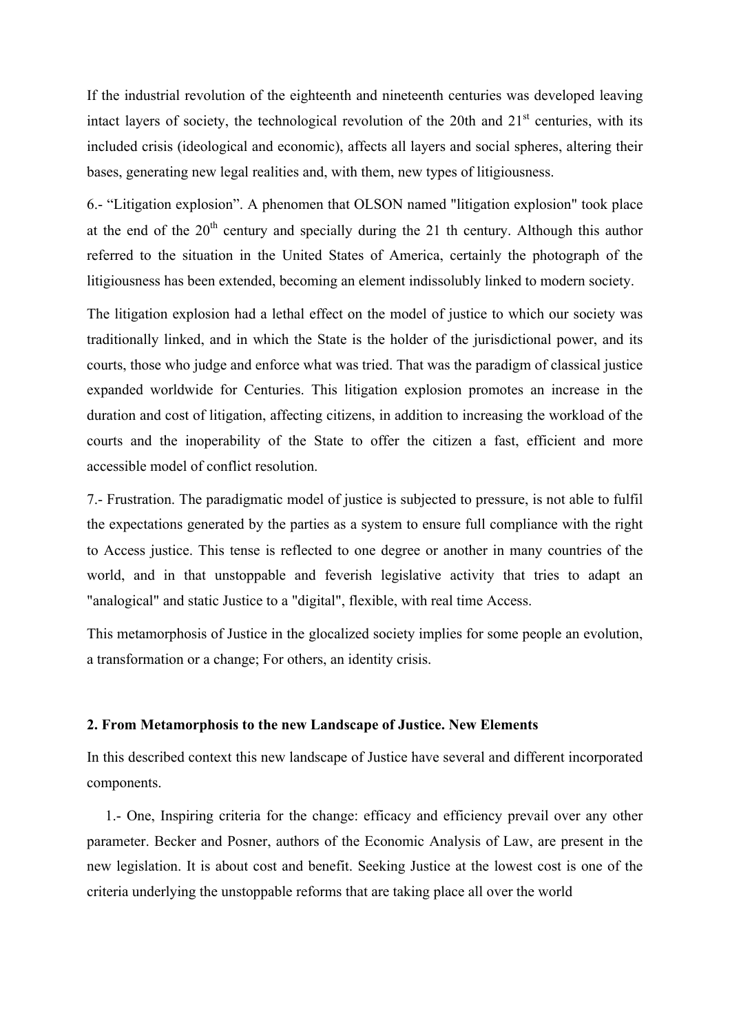If the industrial revolution of the eighteenth and nineteenth centuries was developed leaving intact layers of society, the technological revolution of the 20th and 21st centuries, with its included crisis (ideological and economic), affects all layers and social spheres, altering their bases, generating new legal realities and, with them, new types of litigiousness.

6.- “Litigation explosion”. A phenomen that OLSON named "litigation explosion" took place at the end of the 20th century and specially during the 21 th century. Although this author referred to the situation in the United States of America, certainly the photograph of the litigiousness has been extended, becoming an element indissolubly linked to modern society.

The litigation explosion had a lethal effect on the model of justice to which our society was traditionally linked, and in which the State is the holder of the jurisdictional power, and its courts, those who judge and enforce what was tried. That was the paradigm of classical justice expanded worldwide for Centuries. This litigation explosion promotes an increase in the duration and cost of litigation, affecting citizens, in addition to increasing the workload of the courts and the inoperability of the State to offer the citizen a fast, efficient and more accessible model of conflict resolution.

7.- Frustration. The paradigmatic model of justice is subjected to pressure, is not able to fulfil the expectations generated by the parties as a system to ensure full compliance with the right to Access justice. This tense is reflected to one degree or another in many countries of the world, and in that unstoppable and feverish legislative activity that tries to adapt an "analogical" and static Justice to a "digital", flexible, with real time Access.

This metamorphosis of Justice in the glocalized society implies for some people an evolution, a transformation or a change; For others, an identity crisis.

## 2. From Metamorphosis to the new Landscape of Justice. New Elements

In this described context this new landscape of Justice have several and different incorporated components.

1.- One, Inspiring criteria for the change: efficacy and efficiency prevail over any other parameter. Becker and Posner, authors of the Economic Analysis of Law, are present in the new legislation. It is about cost and benefit. Seeking Justice at the lowest cost is one of the criteria underlying the unstoppable reforms that are taking place all over the world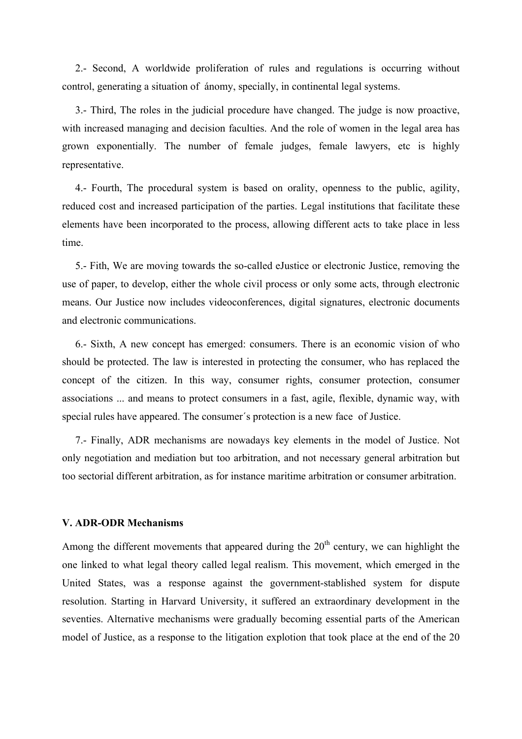2.- Second, A worldwide proliferation of rules and regulations is occurring without control, generating a situation of ánomy, specially, in continental legal systems.

3.- Third, The roles in the judicial procedure have changed. The judge is now proactive, with increased managing and decision faculties. And the role of women in the legal area has grown exponentially. The number of female judges, female lawyers, etc is highly representative.

4.- Fourth, The procedural system is based on orality, openness to the public, agility, reduced cost and increased participation of the parties. Legal institutions that facilitate these elements have been incorporated to the process, allowing different acts to take place in less time.

5.- Fith, We are moving towards the so-called eJustice or electronic Justice, removing the use of paper, to develop, either the whole civil process or only some acts, through electronic means. Our Justice now includes videoconferences, digital signatures, electronic documents and electronic communications.

6.- Sixth, A new concept has emerged: consumers. There is an economic vision of who should be protected. The law is interested in protecting the consumer, who has replaced the concept of the citizen. In this way, consumer rights, consumer protection, consumer associations ... and means to protect consumers in a fast, agile, flexible, dynamic way, with special rules have appeared. The consumer´s protection is a new face of Justice.

7.- Finally, ADR mechanisms are nowadays key elements in the model of Justice. Not only negotiation and mediation but too arbitration, and not necessary general arbitration but too sectorial different arbitration, as for instance maritime arbitration or consumer arbitration.

### V. ADR-ODR Mechanisms

Among the different movements that appeared during the 20th century, we can highlight the one linked to what legal theory called legal realism. This movement, which emerged in the United States, was a response against the government-stablished system for dispute resolution. Starting in Harvard University, it suffered an extraordinary development in the seventies. Alternative mechanisms were gradually becoming essential parts of the American model of Justice, as a response to the litigation explotion that took place at the end of the 20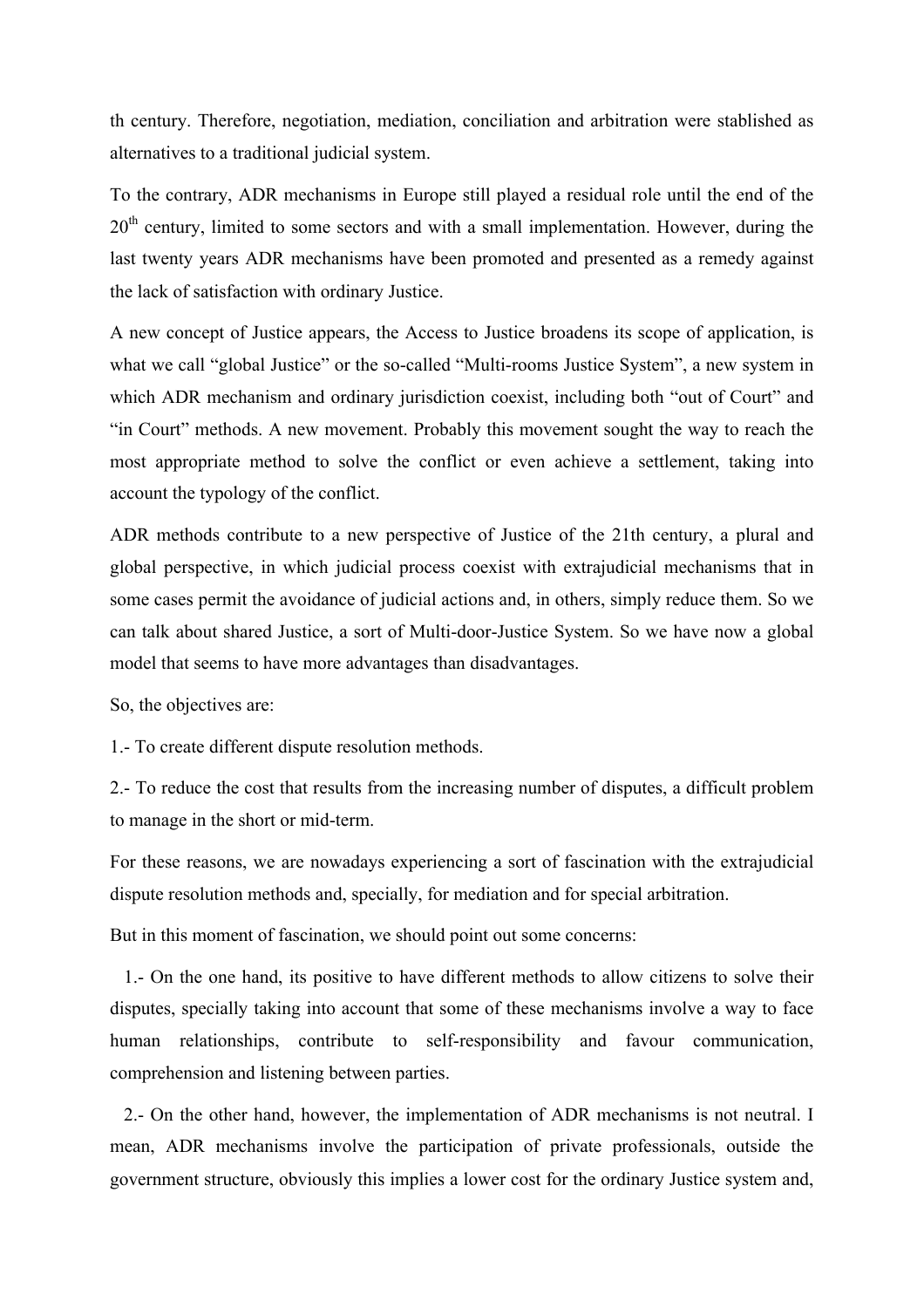th century. Therefore, negotiation, mediation, conciliation and arbitration were stablished as alternatives to a traditional judicial system.

To the contrary, ADR mechanisms in Europe still played a residual role until the end of the 20th century, limited to some sectors and with a small implementation. However, during the last twenty years ADR mechanisms have been promoted and presented as a remedy against the lack of satisfaction with ordinary Justice.

A new concept of Justice appears, the Access to Justice broadens its scope of application, is what we call "global Justice" or the so-called "Multi-rooms Justice System", a new system in which ADR mechanism and ordinary jurisdiction coexist, including both "out of Court" and "in Court" methods. A new movement. Probably this movement sought the way to reach the most appropriate method to solve the conflict or even achieve a settlement, taking into account the typology of the conflict.

ADR methods contribute to a new perspective of Justice of the 21th century, a plural and global perspective, in which judicial process coexist with extrajudicial mechanisms that in some cases permit the avoidance of judicial actions and, in others, simply reduce them. So we can talk about shared Justice, a sort of Multi-door-Justice System. So we have now a global model that seems to have more advantages than disadvantages.

So, the objectives are:

1.- To create different dispute resolution methods.

2.- To reduce the cost that results from the increasing number of disputes, a difficult problem to manage in the short or mid-term.

For these reasons, we are nowadays experiencing a sort of fascination with the extrajudicial dispute resolution methods and, specially, for mediation and for special arbitration.

But in this moment of fascination, we should point out some concerns:

1.- On the one hand, its positive to have different methods to allow citizens to solve their disputes, specially taking into account that some of these mechanisms involve a way to face human relationships, contribute to self-responsibility and favour communication, comprehension and listening between parties.

2.- On the other hand, however, the implementation of ADR mechanisms is not neutral. I mean, ADR mechanisms involve the participation of private professionals, outside the government structure, obviously this implies a lower cost for the ordinary Justice system and,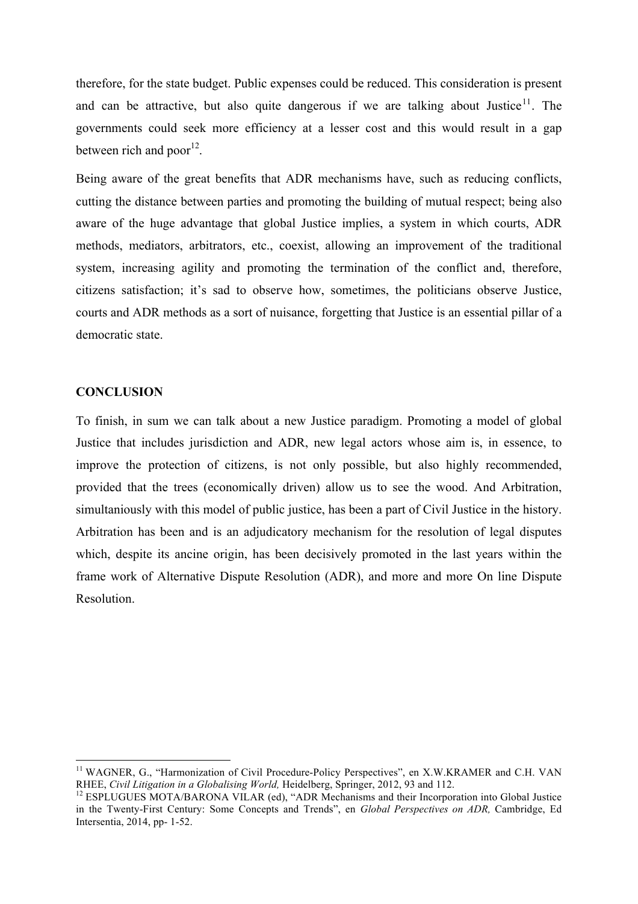therefore, for the state budget. Public expenses could be reduced. This consideration is present and can be attractive, but also quite dangerous if we are talking about Justice[11]. The governments could seek more efficiency at a lesser cost and this would result in a gap between rich and poor[12].

Being aware of the great benefits that ADR mechanisms have, such as reducing conflicts, cutting the distance between parties and promoting the building of mutual respect; being also aware of the huge advantage that global Justice implies, a system in which courts, ADR methods, mediators, arbitrators, etc., coexist, allowing an improvement of the traditional system, increasing agility and promoting the termination of the conflict and, therefore, citizens satisfaction; it's sad to observe how, sometimes, the politicians observe Justice, courts and ADR methods as a sort of nuisance, forgetting that Justice is an essential pillar of a democratic state.

## CONCLUSION

To finish, in sum we can talk about a new Justice paradigm. Promoting a model of global Justice that includes jurisdiction and ADR, new legal actors whose aim is, in essence, to improve the protection of citizens, is not only possible, but also highly recommended, provided that the trees (economically driven) allow us to see the wood. And Arbitration, simultaniously with this model of public justice, has been a part of Civil Justice in the history. Arbitration has been and is an adjudicatory mechanism for the resolution of legal disputes which, despite its ancine origin, has been decisively promoted in the last years within the frame work of Alternative Dispute Resolution (ADR), and more and more On line Dispute Resolution.

---

[11] WAGNER, G., "Harmonization of Civil Procedure-Policy Perspectives", en X.W.KRAMER and C.H. VAN RHEE, *Civil Litigation in a Globalising World,* Heidelberg, Springer, 2012, 93 and 112.

[12] ESPLUGUES MOTA/BARONA VILAR (ed), "ADR Mechanisms and their Incorporation into Global Justice in the Twenty-First Century: Some Concepts and Trends", en *Global Perspectives on ADR,* Cambridge, Ed Intersentia, 2014, pp- 1-52.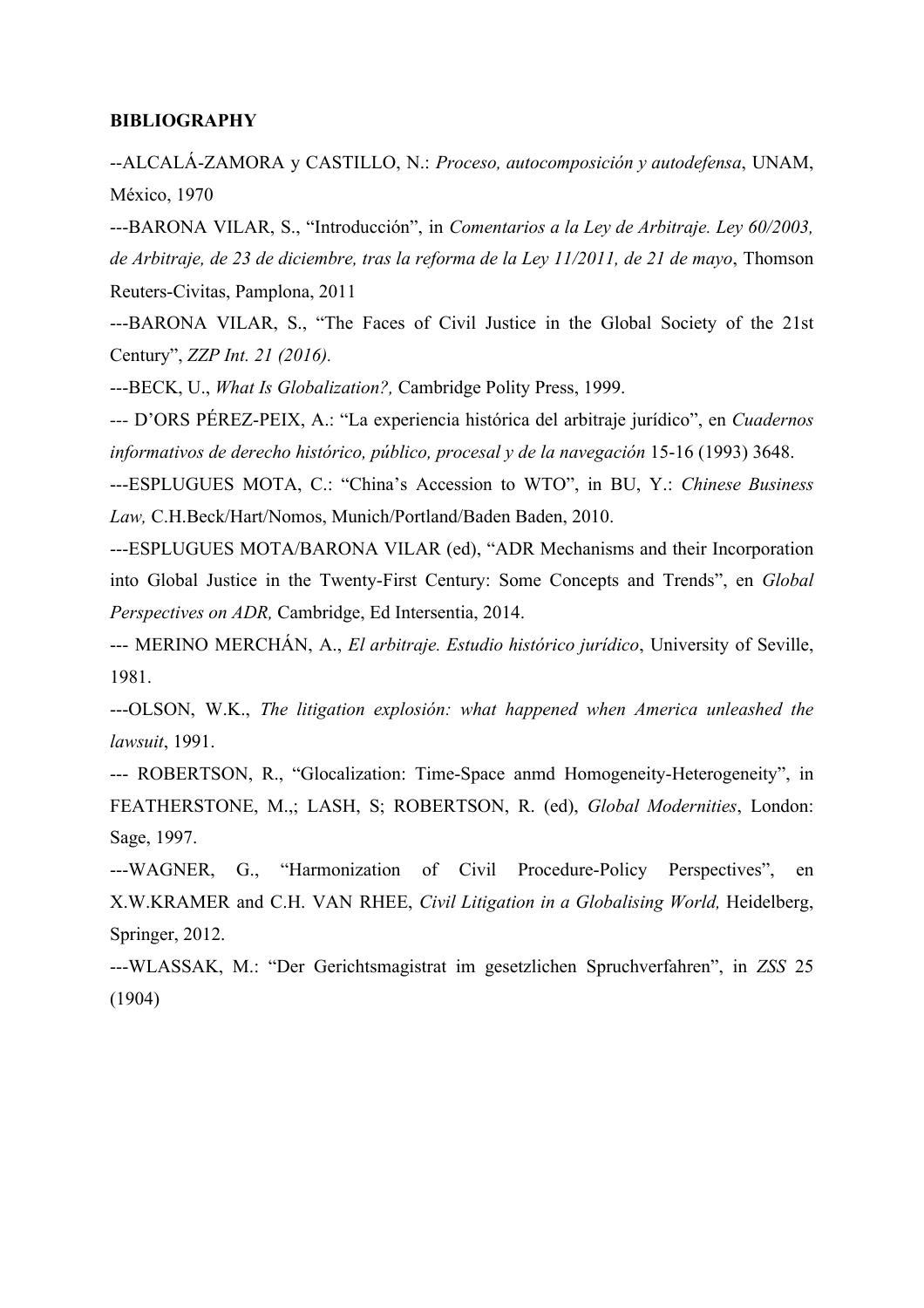**BIBLIOGRAPHY**

--ALCALÁ-ZAMORA y CASTILLO, N.: *Proceso, autocomposición y autodefensa*, UNAM, México, 1970

---BARONA VILAR, S., "Introducción", in *Comentarios a la Ley de Arbitraje. Ley 60/2003, de Arbitraje, de 23 de diciembre, tras la reforma de la Ley 11/2011, de 21 de mayo*, Thomson Reuters-Civitas, Pamplona, 2011

---BARONA VILAR, S., "The Faces of Civil Justice in the Global Society of the 21st Century", *ZZP Int. 21 (2016).*

---BECK, U., *What Is Globalization?,* Cambridge Polity Press, 1999.

--- D'ORS PÉREZ-PEIX, A.: "La experiencia histórica del arbitraje jurídico", en *Cuadernos informativos de derecho histórico, público, procesal y de la navegación* 15-16 (1993) 3648.

---ESPLUGUES MOTA, C.: "China's Accession to WTO", in BU, Y.: *Chinese Business Law,* C.H.Beck/Hart/Nomos, Munich/Portland/Baden Baden, 2010.

---ESPLUGUES MOTA/BARONA VILAR (ed), "ADR Mechanisms and their Incorporation into Global Justice in the Twenty-First Century: Some Concepts and Trends", en *Global Perspectives on ADR,* Cambridge, Ed Intersentia, 2014.

--- MERINO MERCHÁN, A., *El arbitraje. Estudio histórico jurídico*, University of Seville, 1981.

---OLSON, W.K., *The litigation explosión: what happened when America unleashed the lawsuit*, 1991.

--- ROBERTSON, R., "Glocalization: Time-Space anmd Homogeneity-Heterogeneity", in FEATHERSTONE, M.,; LASH, S; ROBERTSON, R. (ed), *Global Modernities*, London: Sage, 1997.

---WAGNER, G., "Harmonization of Civil Procedure-Policy Perspectives", en X.W.KRAMER and C.H. VAN RHEE, *Civil Litigation in a Globalising World,* Heidelberg, Springer, 2012.

---WLASSAK, M.: "Der Gerichtsmagistrat im gesetzlichen Spruchverfahren", in *ZSS* 25 (1904)